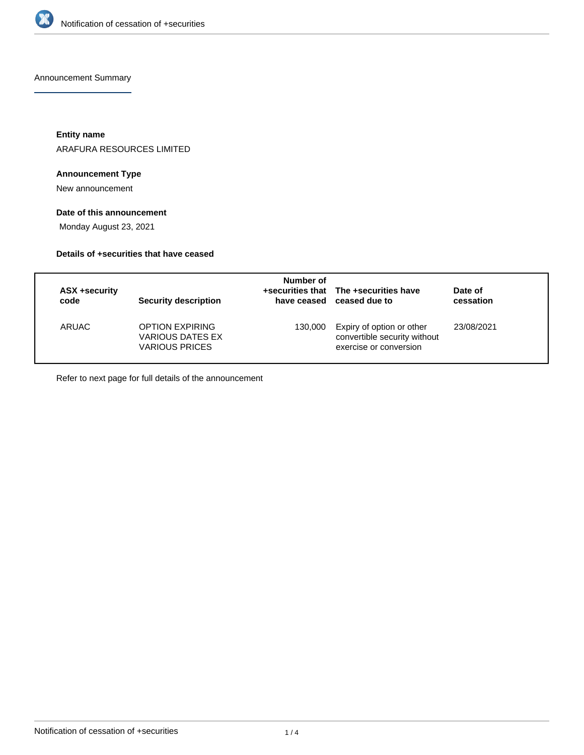Announcement Summary

**Entity name**

ARAFURA RESOURCES LIMITED

**Announcement Type**

New announcement

**Date of this announcement**

Monday August 23, 2021

**Details of +securities that have ceased**

| ASX +security code | Security description | Number of +securities that have ceased | The +securities have ceased due to | Date of cessation |
|---|---|---|---|---|
| ARUAC | OPTION EXPIRING VARIOUS DATES EX VARIOUS PRICES | 130,000 | Expiry of option or other convertible security without exercise or conversion | 23/08/2021 |

Refer to next page for full details of the announcement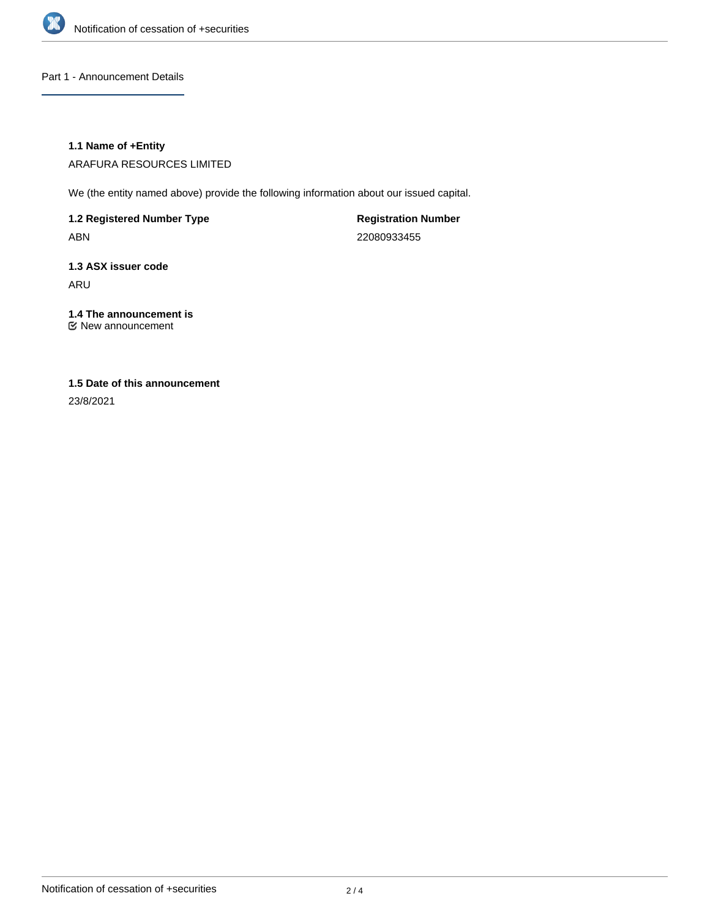## Part 1 - Announcement Details

### 1.1 Name of +Entity

ARAFURA RESOURCES LIMITED

We (the entity named above) provide the following information about our issued capital.

**1.2 Registered Number Type**

ABN

**Registration Number**

22080933455

### 1.3 ASX issuer code

ARU

### 1.4 The announcement is

☑ New announcement

### 1.5 Date of this announcement

23/8/2021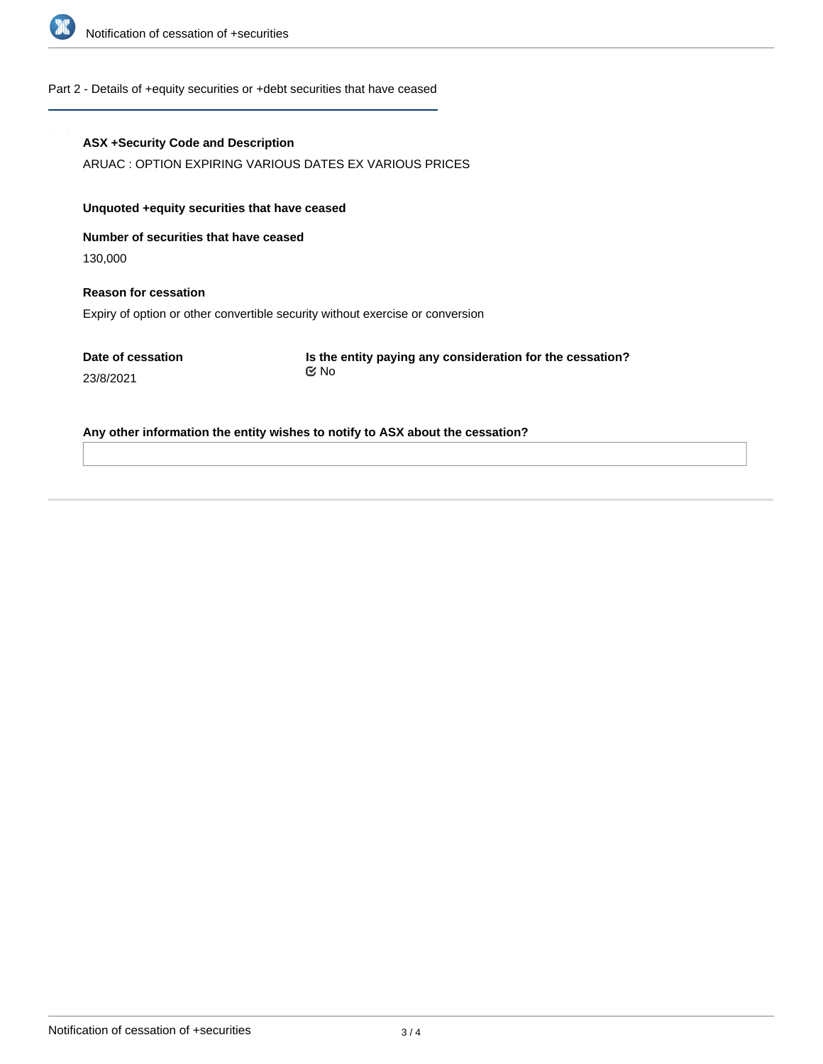## Part 2 - Details of +equity securities or +debt securities that have ceased

**ASX +Security Code and Description**

ARUAC : OPTION EXPIRING VARIOUS DATES EX VARIOUS PRICES

**Unquoted +equity securities that have ceased**

**Number of securities that have ceased**

130,000

**Reason for cessation**

Expiry of option or other convertible security without exercise or conversion

**Date of cessation**

23/8/2021

**Is the entity paying any consideration for the cessation?**

No

**Any other information the entity wishes to notify to ASX about the cessation?**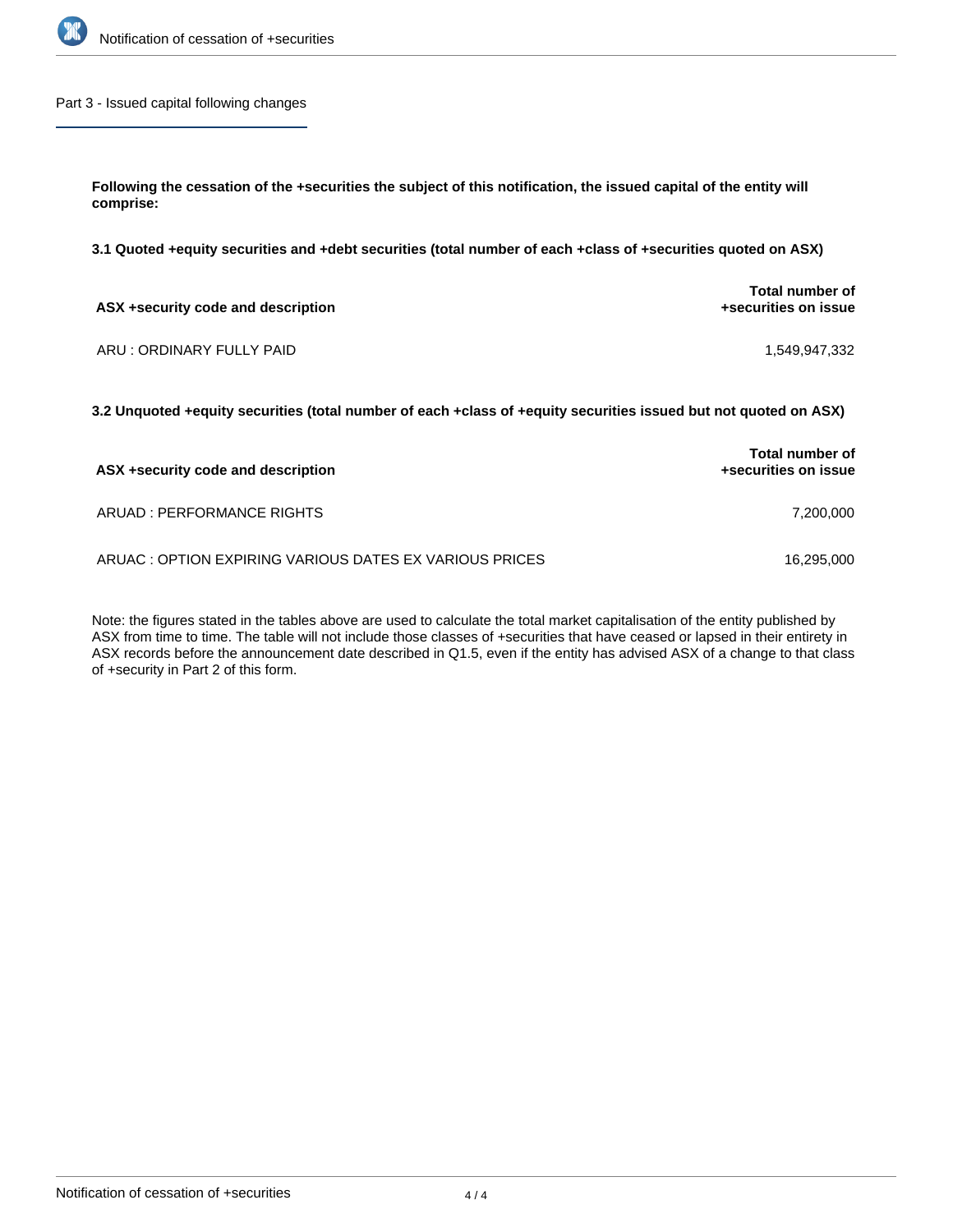## Part 3 - Issued capital following changes

**Following the cessation of the +securities the subject of this notification, the issued capital of the entity will comprise:**

**3.1 Quoted +equity securities and +debt securities (total number of each +class of +securities quoted on ASX)**

| ASX +security code and description | Total number of +securities on issue |
|---|---|
| ARU : ORDINARY FULLY PAID | 1,549,947,332 |

**3.2 Unquoted +equity securities (total number of each +class of +equity securities issued but not quoted on ASX)**

| ASX +security code and description | Total number of +securities on issue |
|---|---|
| ARUAD : PERFORMANCE RIGHTS | 7,200,000 |
| ARUAC : OPTION EXPIRING VARIOUS DATES EX VARIOUS PRICES | 16,295,000 |

Note: the figures stated in the tables above are used to calculate the total market capitalisation of the entity published by ASX from time to time. The table will not include those classes of +securities that have ceased or lapsed in their entirety in ASX records before the announcement date described in Q1.5, even if the entity has advised ASX of a change to that class of +security in Part 2 of this form.